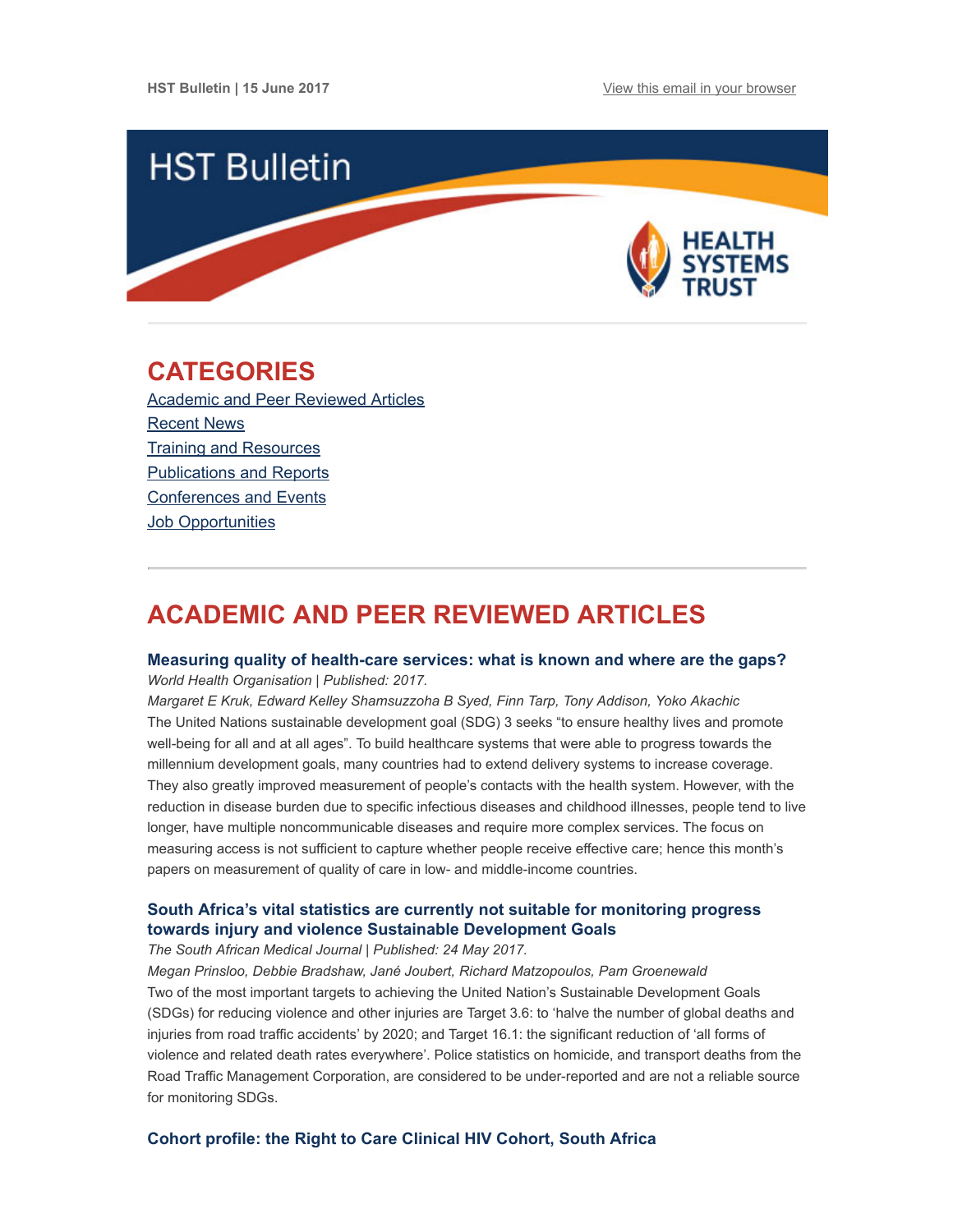HST Bulletin | 15 June 2017

View this email in your browser

# HST Bulletin

HEALTH SYSTEMS TRUST

## CATEGORIES

Academic and Peer Reviewed Articles
Recent News
Training and Resources
Publications and Reports
Conferences and Events
Job Opportunities

## ACADEMIC AND PEER REVIEWED ARTICLES

### Measuring quality of health-care services: what is known and where are the gaps?

*World Health Organisation | Published: 2017.*

*Margaret E Kruk, Edward Kelley Shamsuzzoha B Syed, Finn Tarp, Tony Addison, Yoko Akachic*

The United Nations sustainable development goal (SDG) 3 seeks "to ensure healthy lives and promote well-being for all and at all ages". To build healthcare systems that were able to progress towards the millennium development goals, many countries had to extend delivery systems to increase coverage. They also greatly improved measurement of people's contacts with the health system. However, with the reduction in disease burden due to specific infectious diseases and childhood illnesses, people tend to live longer, have multiple noncommunicable diseases and require more complex services. The focus on measuring access is not sufficient to capture whether people receive effective care; hence this month's papers on measurement of quality of care in low- and middle-income countries.

### South Africa's vital statistics are currently not suitable for monitoring progress towards injury and violence Sustainable Development Goals

*The South African Medical Journal | Published: 24 May 2017.*

*Megan Prinsloo, Debbie Bradshaw, Jané Joubert, Richard Matzopoulos, Pam Groenewald*

Two of the most important targets to achieving the United Nation's Sustainable Development Goals (SDGs) for reducing violence and other injuries are Target 3.6: to 'halve the number of global deaths and injuries from road traffic accidents' by 2020; and Target 16.1: the significant reduction of 'all forms of violence and related death rates everywhere'. Police statistics on homicide, and transport deaths from the Road Traffic Management Corporation, are considered to be under-reported and are not a reliable source for monitoring SDGs.

### Cohort profile: the Right to Care Clinical HIV Cohort, South Africa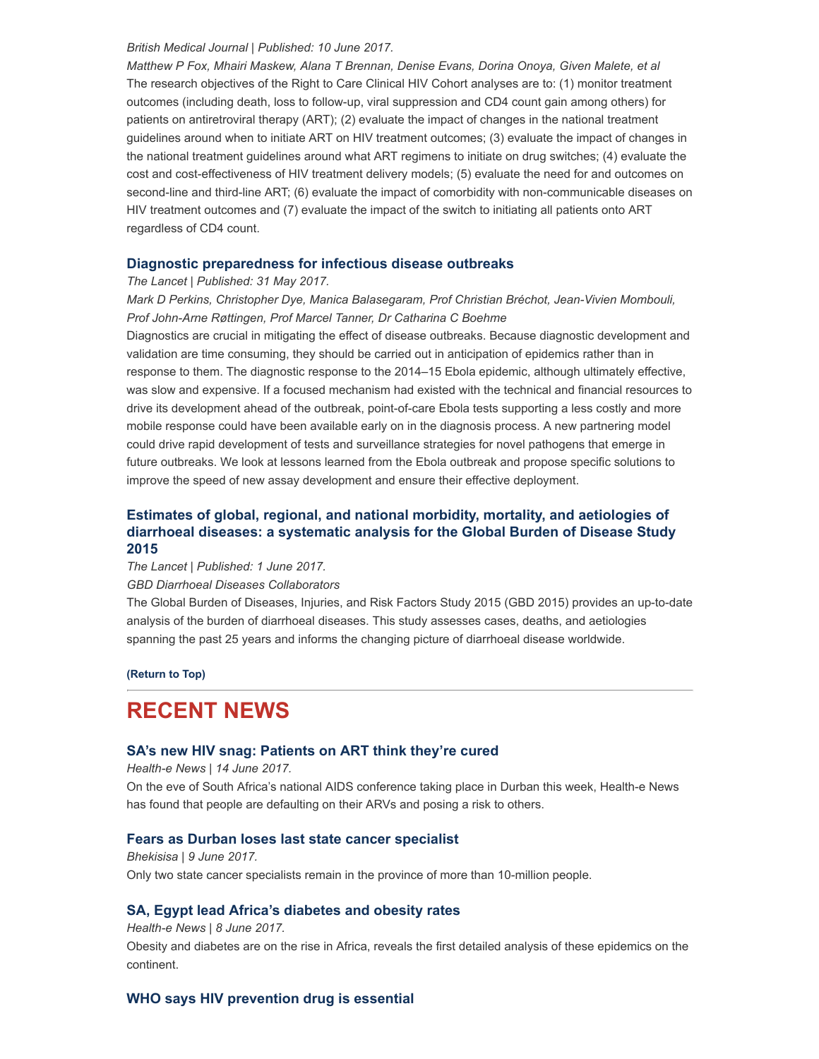*British Medical Journal | Published: 10 June 2017.*

*Matthew P Fox, Mhairi Maskew, Alana T Brennan, Denise Evans, Dorina Onoya, Given Malete, et al*

The research objectives of the Right to Care Clinical HIV Cohort analyses are to: (1) monitor treatment outcomes (including death, loss to follow-up, viral suppression and CD4 count gain among others) for patients on antiretroviral therapy (ART); (2) evaluate the impact of changes in the national treatment guidelines around when to initiate ART on HIV treatment outcomes; (3) evaluate the impact of changes in the national treatment guidelines around what ART regimens to initiate on drug switches; (4) evaluate the cost and cost-effectiveness of HIV treatment delivery models; (5) evaluate the need for and outcomes on second-line and third-line ART; (6) evaluate the impact of comorbidity with non-communicable diseases on HIV treatment outcomes and (7) evaluate the impact of the switch to initiating all patients onto ART regardless of CD4 count.

### Diagnostic preparedness for infectious disease outbreaks

*The Lancet | Published: 31 May 2017.*

*Mark D Perkins, Christopher Dye, Manica Balasegaram, Prof Christian Bréchot, Jean-Vivien Mombouli, Prof John-Arne Røttingen, Prof Marcel Tanner, Dr Catharina C Boehme*

Diagnostics are crucial in mitigating the effect of disease outbreaks. Because diagnostic development and validation are time consuming, they should be carried out in anticipation of epidemics rather than in response to them. The diagnostic response to the 2014–15 Ebola epidemic, although ultimately effective, was slow and expensive. If a focused mechanism had existed with the technical and financial resources to drive its development ahead of the outbreak, point-of-care Ebola tests supporting a less costly and more mobile response could have been available early on in the diagnosis process. A new partnering model could drive rapid development of tests and surveillance strategies for novel pathogens that emerge in future outbreaks. We look at lessons learned from the Ebola outbreak and propose specific solutions to improve the speed of new assay development and ensure their effective deployment.

### Estimates of global, regional, and national morbidity, mortality, and aetiologies of diarrhoeal diseases: a systematic analysis for the Global Burden of Disease Study 2015

*The Lancet | Published: 1 June 2017.*

*GBD Diarrhoeal Diseases Collaborators*

The Global Burden of Diseases, Injuries, and Risk Factors Study 2015 (GBD 2015) provides an up-to-date analysis of the burden of diarrhoeal diseases. This study assesses cases, deaths, and aetiologies spanning the past 25 years and informs the changing picture of diarrhoeal disease worldwide.

**(Return to Top)**

## RECENT NEWS

### SA's new HIV snag: Patients on ART think they're cured

*Health-e News | 14 June 2017.*

On the eve of South Africa's national AIDS conference taking place in Durban this week, Health-e News has found that people are defaulting on their ARVs and posing a risk to others.

### Fears as Durban loses last state cancer specialist

*Bhekisisa | 9 June 2017.*

Only two state cancer specialists remain in the province of more than 10-million people.

### SA, Egypt lead Africa's diabetes and obesity rates

*Health-e News | 8 June 2017.*

Obesity and diabetes are on the rise in Africa, reveals the first detailed analysis of these epidemics on the continent.

### WHO says HIV prevention drug is essential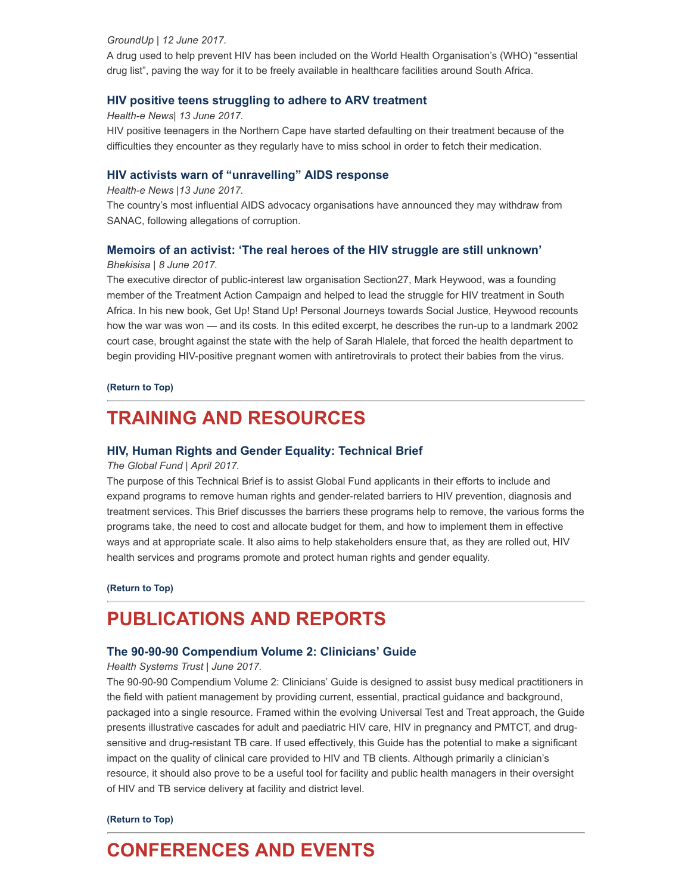*GroundUp | 12 June 2017.*

A drug used to help prevent HIV has been included on the World Health Organisation's (WHO) "essential drug list", paving the way for it to be freely available in healthcare facilities around South Africa.

### HIV positive teens struggling to adhere to ARV treatment

*Health-e News| 13 June 2017.*

HIV positive teenagers in the Northern Cape have started defaulting on their treatment because of the difficulties they encounter as they regularly have to miss school in order to fetch their medication.

### HIV activists warn of "unravelling" AIDS response

*Health-e News |13 June 2017.*

The country's most influential AIDS advocacy organisations have announced they may withdraw from SANAC, following allegations of corruption.

### Memoirs of an activist: 'The real heroes of the HIV struggle are still unknown'

*Bhekisisa | 8 June 2017.*

The executive director of public-interest law organisation Section27, Mark Heywood, was a founding member of the Treatment Action Campaign and helped to lead the struggle for HIV treatment in South Africa. In his new book, Get Up! Stand Up! Personal Journeys towards Social Justice, Heywood recounts how the war was won — and its costs. In this edited excerpt, he describes the run-up to a landmark 2002 court case, brought against the state with the help of Sarah Hlalele, that forced the health department to begin providing HIV-positive pregnant women with antiretrovirals to protect their babies from the virus.

**(Return to Top)**

## TRAINING AND RESOURCES

### HIV, Human Rights and Gender Equality: Technical Brief

*The Global Fund | April 2017.*

The purpose of this Technical Brief is to assist Global Fund applicants in their efforts to include and expand programs to remove human rights and gender-related barriers to HIV prevention, diagnosis and treatment services. This Brief discusses the barriers these programs help to remove, the various forms the programs take, the need to cost and allocate budget for them, and how to implement them in effective ways and at appropriate scale. It also aims to help stakeholders ensure that, as they are rolled out, HIV health services and programs promote and protect human rights and gender equality.

**(Return to Top)**

## PUBLICATIONS AND REPORTS

### The 90-90-90 Compendium Volume 2: Clinicians' Guide

*Health Systems Trust | June 2017.*

The 90-90-90 Compendium Volume 2: Clinicians' Guide is designed to assist busy medical practitioners in the field with patient management by providing current, essential, practical guidance and background, packaged into a single resource. Framed within the evolving Universal Test and Treat approach, the Guide presents illustrative cascades for adult and paediatric HIV care, HIV in pregnancy and PMTCT, and drug-sensitive and drug-resistant TB care. If used effectively, this Guide has the potential to make a significant impact on the quality of clinical care provided to HIV and TB clients. Although primarily a clinician's resource, it should also prove to be a useful tool for facility and public health managers in their oversight of HIV and TB service delivery at facility and district level.

**(Return to Top)**

## CONFERENCES AND EVENTS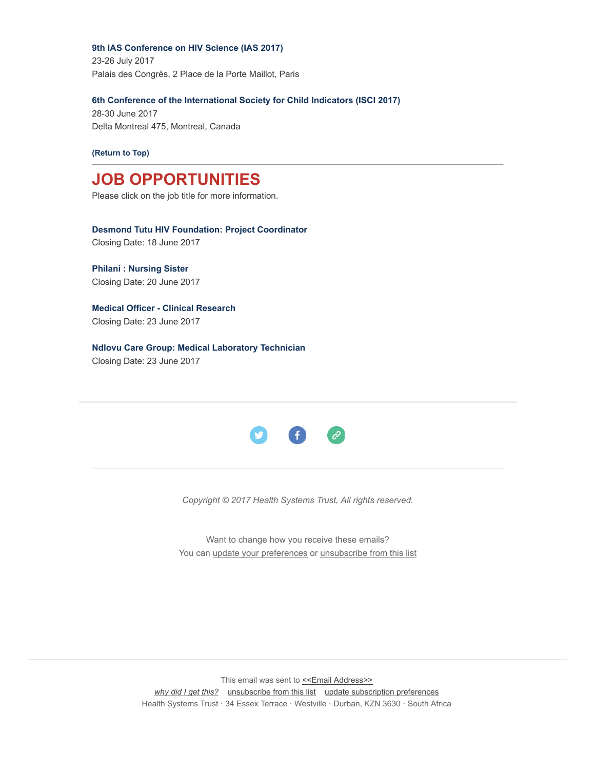**9th IAS Conference on HIV Science (IAS 2017)**
23-26 July 2017
Palais des Congrès, 2 Place de la Porte Maillot, Paris

**6th Conference of the International Society for Child Indicators (ISCI 2017)**
28-30 June 2017
Delta Montreal 475, Montreal, Canada

**(Return to Top)**

---

# JOB OPPORTUNITIES

Please click on the job title for more information.

**Desmond Tutu HIV Foundation: Project Coordinator**
Closing Date: 18 June 2017

**Philani : Nursing Sister**
Closing Date: 20 June 2017

**Medical Officer - Clinical Research**
Closing Date: 23 June 2017

**Ndlovu Care Group: Medical Laboratory Technician**
Closing Date: 23 June 2017

---

*Copyright © 2017 Health Systems Trust, All rights reserved.*

Want to change how you receive these emails?
You can update your preferences or unsubscribe from this list

---

This email was sent to <<Email Address>>
*why did I get this?* unsubscribe from this list update subscription preferences
Health Systems Trust · 34 Essex Terrace · Westville · Durban, KZN 3630 · South Africa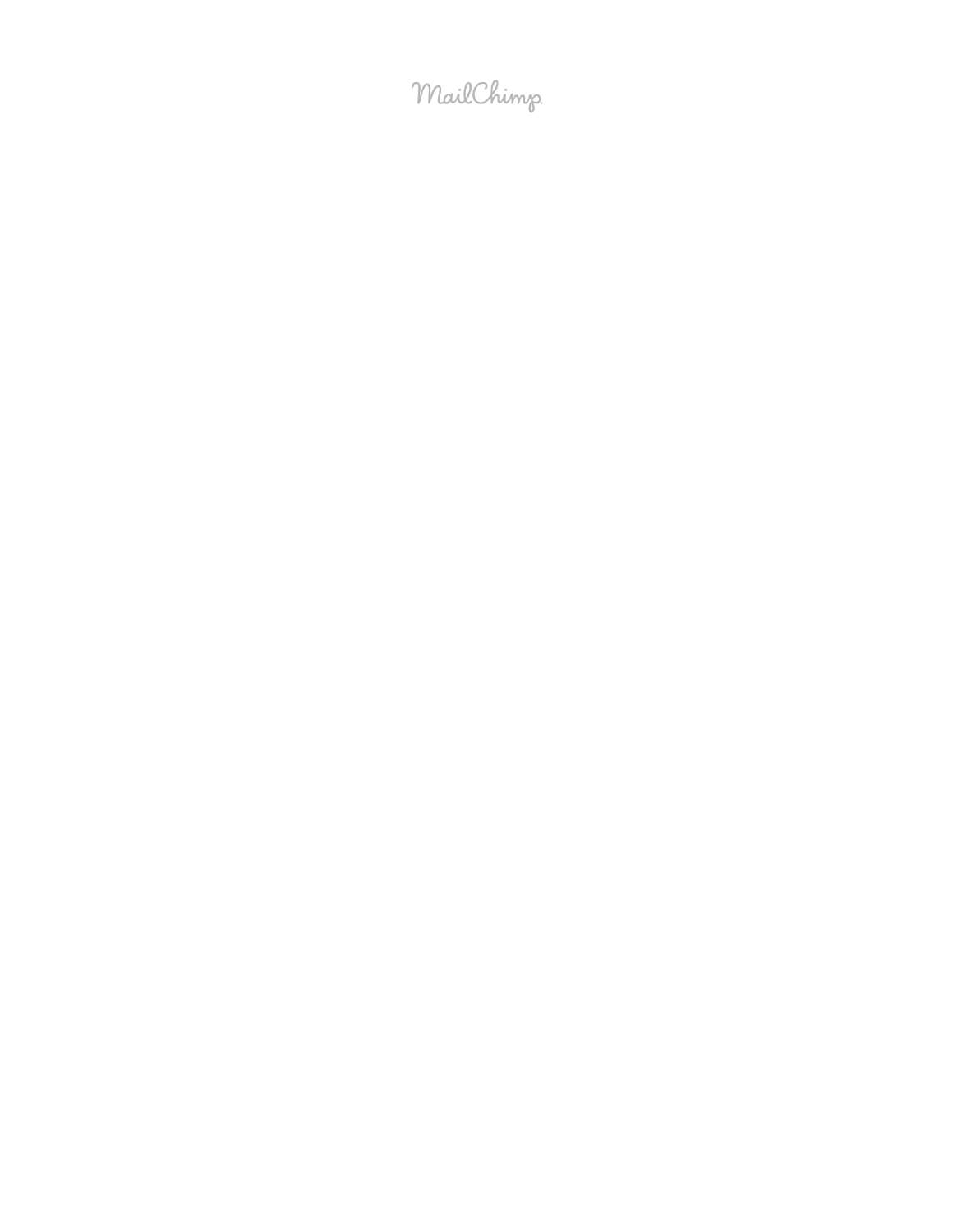MailChimp